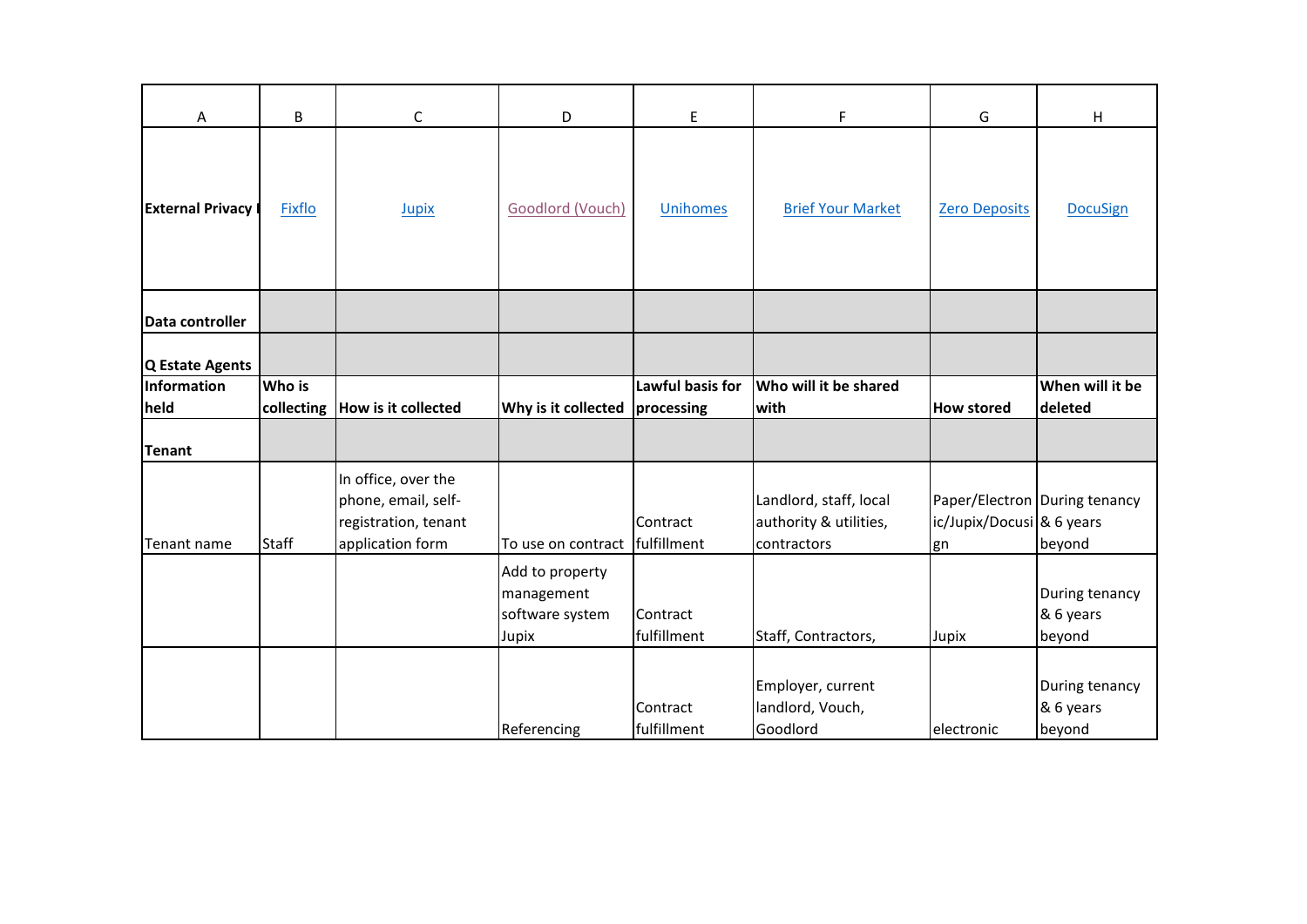| A | B | C | D | E | F | G | H |
|---|---|---|---|---|---|---|---|
| **External Privacy I** | Fixflo | Jupix | Goodlord (Vouch) | Unihomes | Brief Your Market | Zero Deposits | DocuSign |
| **Data controller** | | | | | | | |
| **Q Estate Agents** | | | | | | | |
| **Information held** | **Who is collecting** | **How is it collected** | **Why is it collected** | **Lawful basis for processing** | **Who will it be shared with** | **How stored** | **When will it be deleted** |
| **Tenant** | | | | | | | |
| Tenant name | Staff | In office, over the phone, email, self-registration, tenant application form | To use on contract | Contract fulfillment | Landlord, staff, local authority & utilities, contractors | Paper/Electronic/Jupix/Docusign | During tenancy & 6 years beyond |
| | | | Add to property management software system Jupix | Contract fulfillment | Staff, Contractors, | Jupix | During tenancy & 6 years beyond |
| | | | Referencing | Contract fulfillment | Employer, current landlord, Vouch, Goodlord | electronic | During tenancy & 6 years beyond |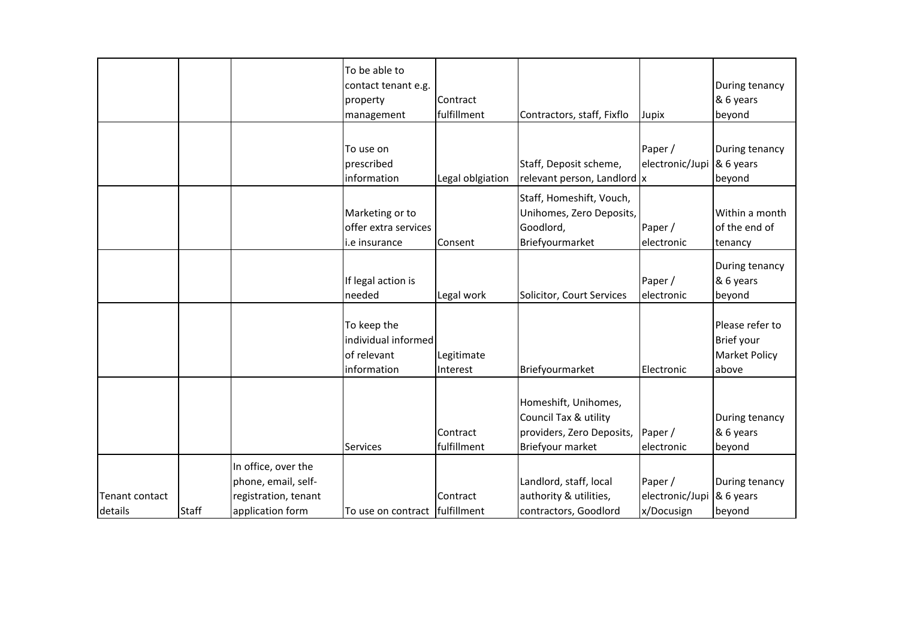| | | | | | | | |
|---|---|---|---|---|---|---|---|
| | | | To be able to contact tenant e.g. property management | Contract fulfillment | Contractors, staff, Fixflo | Jupix | During tenancy & 6 years beyond |
| | | | To use on prescribed information | Legal oblgiation | Staff, Deposit scheme, relevant person, Landlord | Paper / electronic/Jupix | During tenancy & 6 years beyond |
| | | | Marketing or to offer extra services i.e insurance | Consent | Staff, Homeshift, Vouch, Unihomes, Zero Deposits, Goodlord, Briefyourmarket | Paper / electronic | Within a month of the end of tenancy |
| | | | If legal action is needed | Legal work | Solicitor, Court Services | Paper / electronic | During tenancy & 6 years beyond |
| | | | To keep the individual informed of relevant information | Legitimate Interest | Briefyourmarket | Electronic | Please refer to Brief your Market Policy above |
| | | | Services | Contract fulfillment | Homeshift, Unihomes, Council Tax & utility providers, Zero Deposits, Briefyour market | Paper / electronic | During tenancy & 6 years beyond |
| Tenant contact details | Staff | In office, over the phone, email, self-registration, tenant application form | To use on contract | Contract fulfillment | Landlord, staff, local authority & utilities, contractors, Goodlord | Paper / electronic/Jupix/Docusign | During tenancy & 6 years beyond |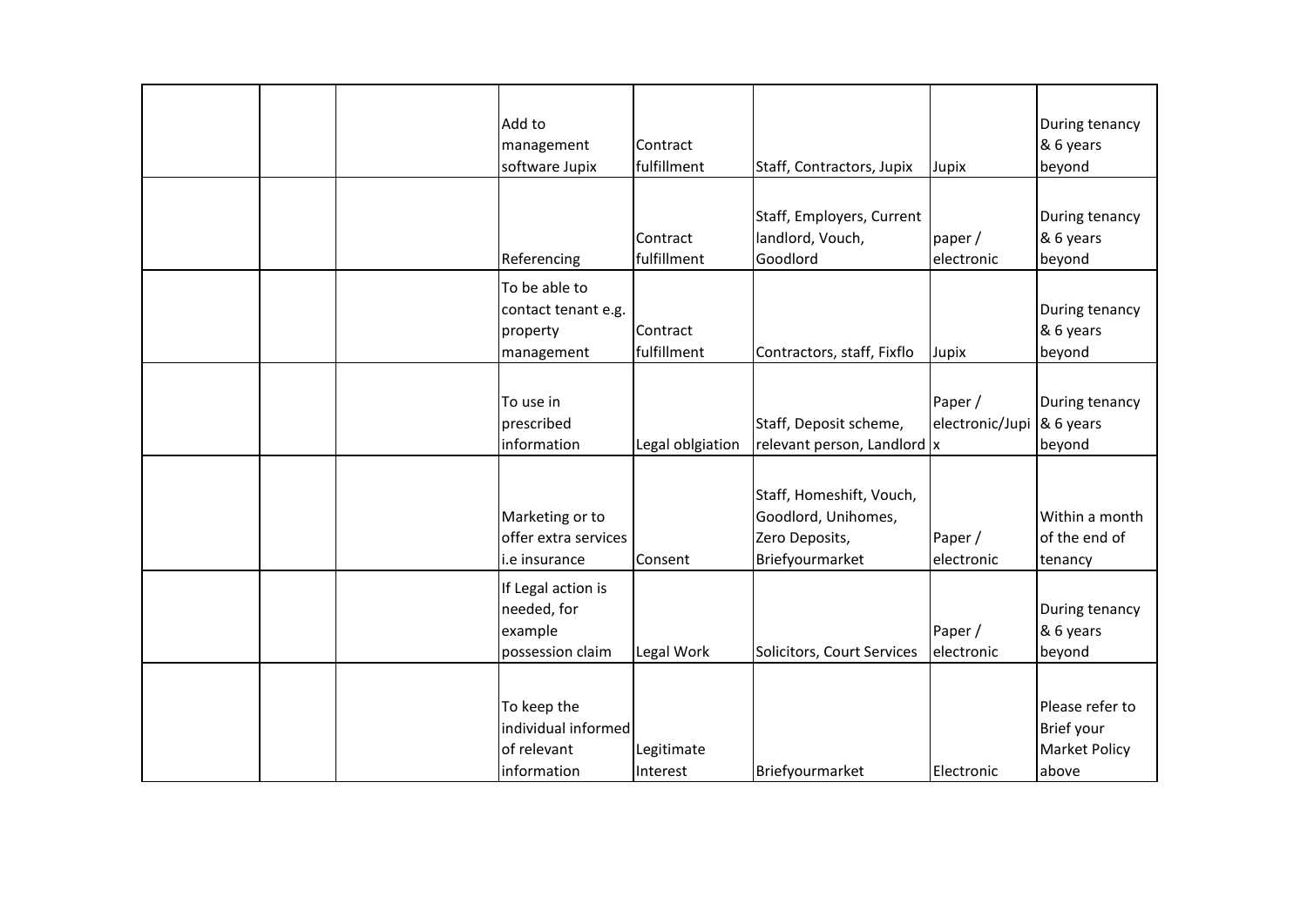| | | | | | | | |
|---|---|---|---|---|---|---|---|
| | | | Add to management software Jupix | Contract fulfillment | Staff, Contractors, Jupix | Jupix | During tenancy & 6 years beyond |
| | | | Referencing | Contract fulfillment | Staff, Employers, Current landlord, Vouch, Goodlord | paper / electronic | During tenancy & 6 years beyond |
| | | | To be able to contact tenant e.g. property management | Contract fulfillment | Contractors, staff, Fixflo | Jupix | During tenancy & 6 years beyond |
| | | | To use in prescribed information | Legal oblgiation | Staff, Deposit scheme, relevant person, Landlord | Paper / electronic/Jupix | During tenancy & 6 years beyond |
| | | | Marketing or to offer extra services i.e insurance | Consent | Staff, Homeshift, Vouch, Goodlord, Unihomes, Zero Deposits, Briefyourmarket | Paper / electronic | Within a month of the end of tenancy |
| | | | If Legal action is needed, for example possession claim | Legal Work | Solicitors, Court Services | Paper / electronic | During tenancy & 6 years beyond |
| | | | To keep the individual informed of relevant information | Legitimate Interest | Briefyourmarket | Electronic | Please refer to Brief your Market Policy above |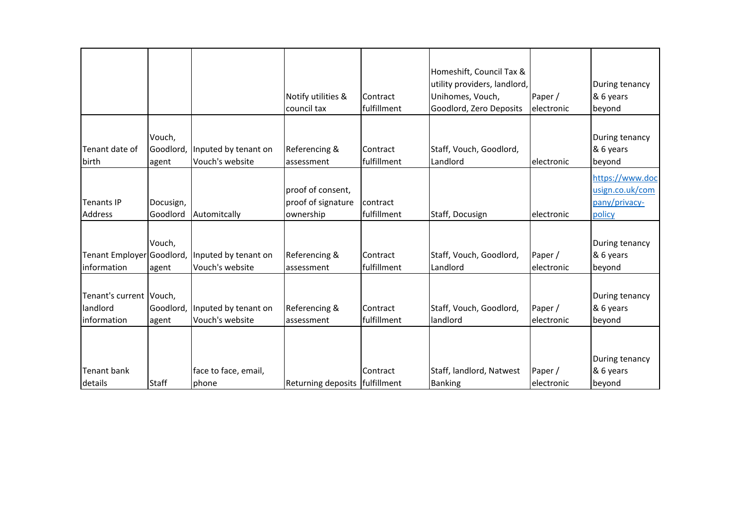| | | | | | | | |
|---|---|---|---|---|---|---|---|
| | | | Notify utilities & council tax | Contract fulfillment | Homeshift, Council Tax & utility providers, landlord, Unihomes, Vouch, Goodlord, Zero Deposits | Paper / electronic | During tenancy & 6 years beyond |
| Tenant date of birth | Vouch, Goodlord, agent | Inputed by tenant on Vouch's website | Referencing & assessment | Contract fulfillment | Staff, Vouch, Goodlord, Landlord | electronic | During tenancy & 6 years beyond |
| Tenants IP Address | Docusign, Goodlord | Automitcally | proof of consent, proof of signature ownership | contract fulfillment | Staff, Docusign | electronic | https://www.docusign.co.uk/company/privacy-policy |
| Tenant Employer information | Vouch, Goodlord, agent | Inputed by tenant on Vouch's website | Referencing & assessment | Contract fulfillment | Staff, Vouch, Goodlord, Landlord | Paper / electronic | During tenancy & 6 years beyond |
| Tenant's current landlord information | Vouch, Goodlord, agent | Inputed by tenant on Vouch's website | Referencing & assessment | Contract fulfillment | Staff, Vouch, Goodlord, landlord | Paper / electronic | During tenancy & 6 years beyond |
| Tenant bank details | Staff | face to face, email, phone | Returning deposits | Contract fulfillment | Staff, landlord, Natwest Banking | Paper / electronic | During tenancy & 6 years beyond |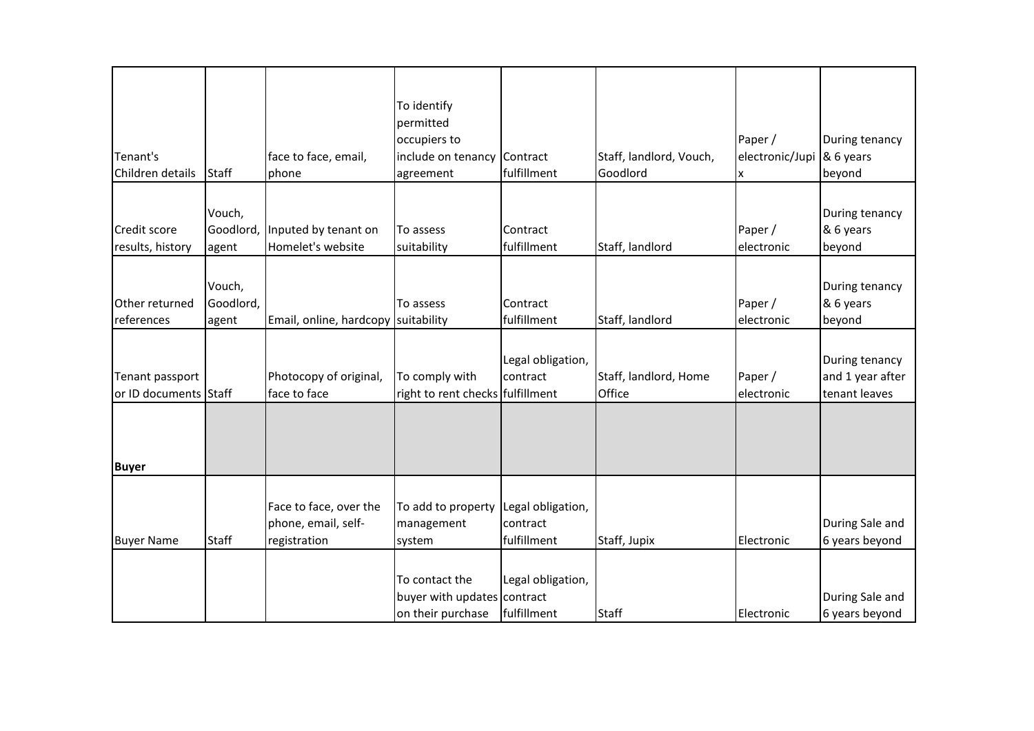| | | | | | | | |
|---|---|---|---|---|---|---|---|
| Tenant's Children details | Staff | face to face, email, phone | To identify permitted occupiers to include on tenancy agreement | Contract fulfillment | Staff, landlord, Vouch, Goodlord | Paper / electronic/Jupix | During tenancy & 6 years beyond |
| Credit score results, history | Vouch, Goodlord, agent | Inputed by tenant on Homelet's website | To assess suitability | Contract fulfillment | Staff, landlord | Paper / electronic | During tenancy & 6 years beyond |
| Other returned references | Vouch, Goodlord, agent | Email, online, hardcopy | To assess suitability | Contract fulfillment | Staff, landlord | Paper / electronic | During tenancy & 6 years beyond |
| Tenant passport or ID documents | Staff | Photocopy of original, face to face | To comply with right to rent checks | Legal obligation, contract fulfillment | Staff, landlord, Home Office | Paper / electronic | During tenancy and 1 year after tenant leaves |
| **Buyer** | | | | | | | |
| Buyer Name | Staff | Face to face, over the phone, email, self-registration | To add to property management system | Legal obligation, contract fulfillment | Staff, Jupix | Electronic | During Sale and 6 years beyond |
| | | | To contact the buyer with updates on their purchase | Legal obligation, contract fulfillment | Staff | Electronic | During Sale and 6 years beyond |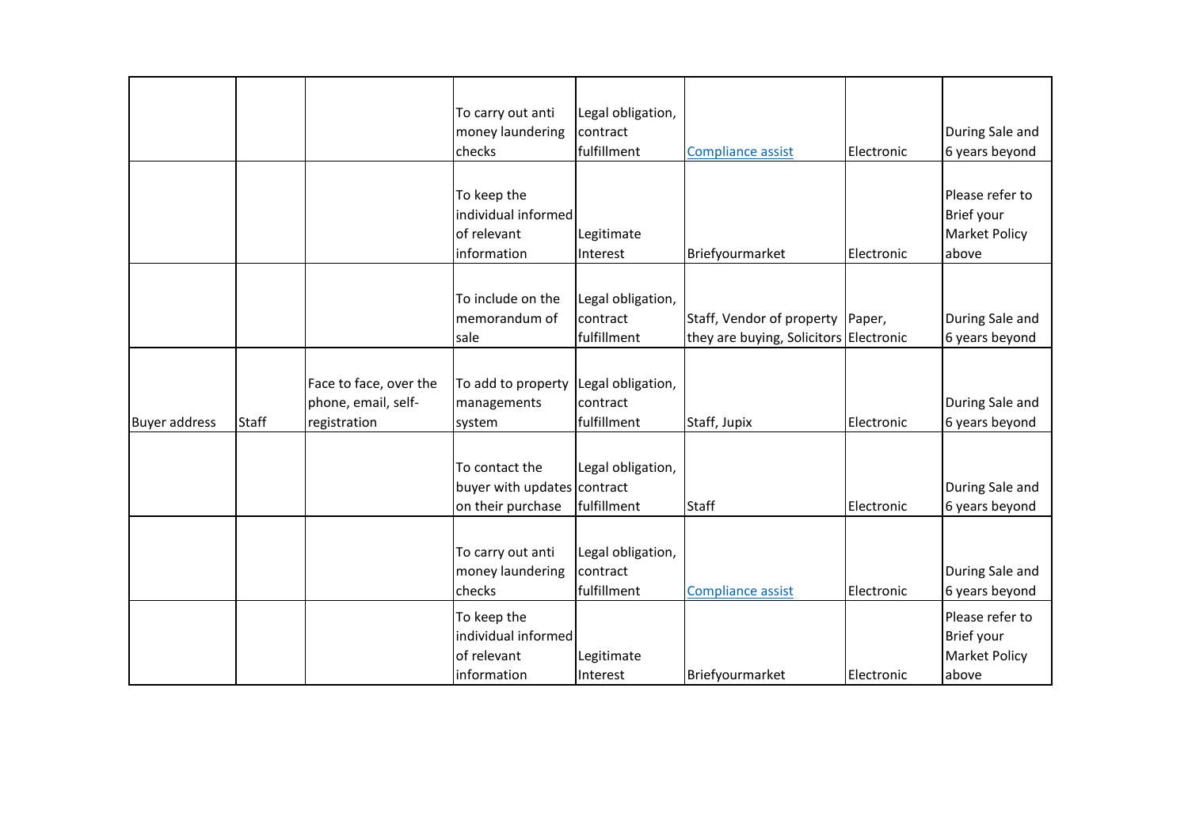| | | | | | | | |
|---|---|---|---|---|---|---|---|
| | | | To carry out anti money laundering checks | Legal obligation, contract fulfillment | Compliance assist | Electronic | During Sale and 6 years beyond |
| | | | To keep the individual informed of relevant information | Legitimate Interest | Briefyourmarket | Electronic | Please refer to Brief your Market Policy above |
| | | | To include on the memorandum of sale | Legal obligation, contract fulfillment | Staff, Vendor of property they are buying, Solicitors | Paper, Electronic | During Sale and 6 years beyond |
| Buyer address | Staff | Face to face, over the phone, email, self-registration | To add to property managements system | Legal obligation, contract fulfillment | Staff, Jupix | Electronic | During Sale and 6 years beyond |
| | | | To contact the buyer with updates on their purchase | Legal obligation, contract fulfillment | Staff | Electronic | During Sale and 6 years beyond |
| | | | To carry out anti money laundering checks | Legal obligation, contract fulfillment | Compliance assist | Electronic | During Sale and 6 years beyond |
| | | | To keep the individual informed of relevant information | Legitimate Interest | Briefyourmarket | Electronic | Please refer to Brief your Market Policy above |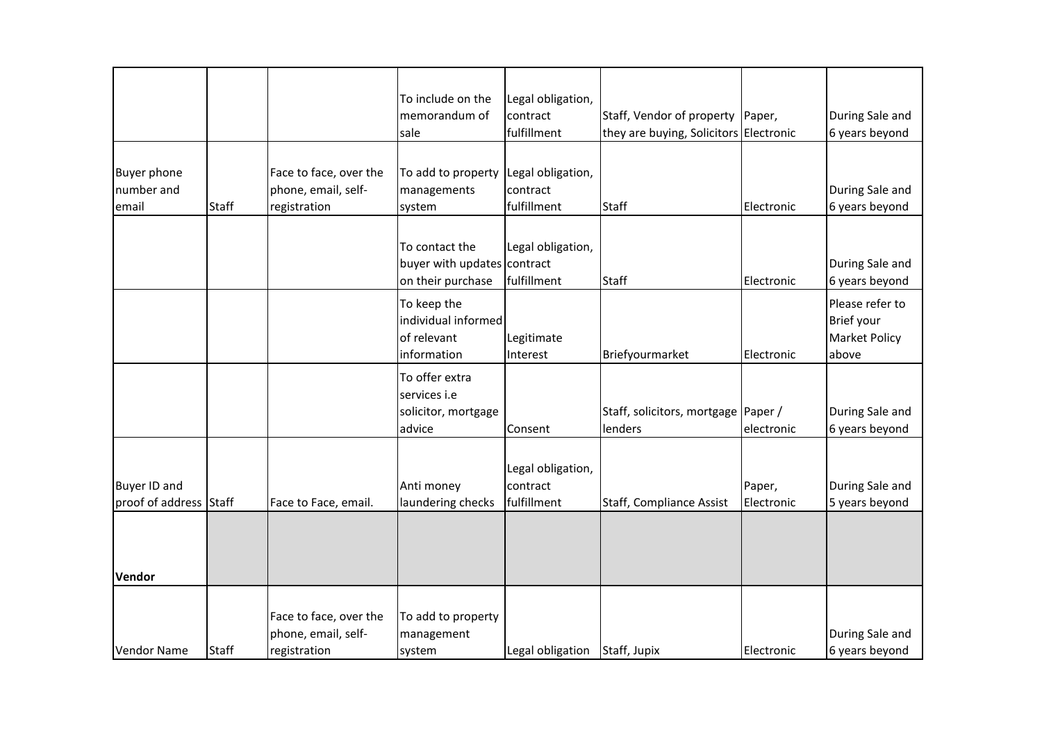| | | | | | | | |
|---|---|---|---|---|---|---|---|
| | | | To include on the memorandum of sale | Legal obligation, contract fulfillment | Staff, Vendor of property they are buying, Solicitors | Paper, Electronic | During Sale and 6 years beyond |
| Buyer phone number and email | Staff | Face to face, over the phone, email, self-registration | To add to property managements system | Legal obligation, contract fulfillment | Staff | Electronic | During Sale and 6 years beyond |
| | | | To contact the buyer with updates on their purchase | Legal obligation, contract fulfillment | Staff | Electronic | During Sale and 6 years beyond |
| | | | To keep the individual informed of relevant information | Legitimate Interest | Briefyourmarket | Electronic | Please refer to Brief your Market Policy above |
| | | | To offer extra services i.e solicitor, mortgage advice | Consent | Staff, solicitors, mortgage lenders | Paper / electronic | During Sale and 6 years beyond |
| Buyer ID and proof of address | Staff | Face to Face, email. | Anti money laundering checks | Legal obligation, contract fulfillment | Staff, Compliance Assist | Paper, Electronic | During Sale and 5 years beyond |
| **Vendor** | | | | | | | |
| Vendor Name | Staff | Face to face, over the phone, email, self-registration | To add to property management system | Legal obligation | Staff, Jupix | Electronic | During Sale and 6 years beyond |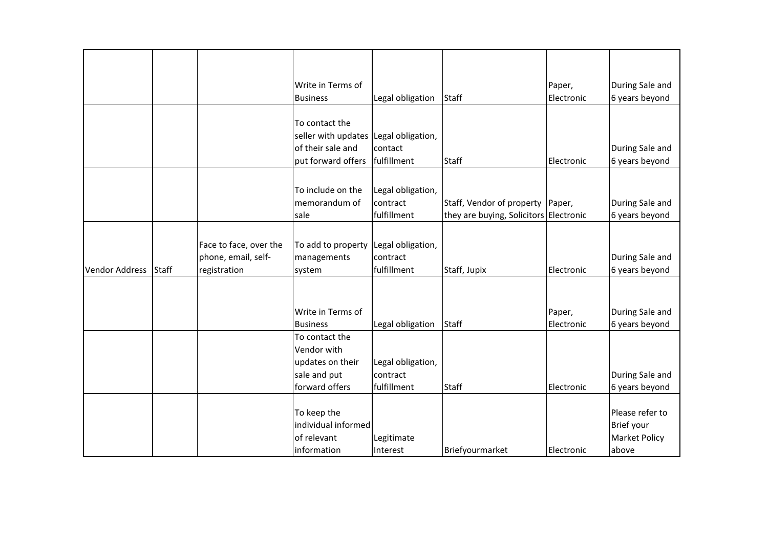| | | | | | | | |
|---|---|---|---|---|---|---|---|
| | | | Write in Terms of Business | Legal obligation | Staff | Paper, Electronic | During Sale and 6 years beyond |
| | | | To contact the seller with updates of their sale and put forward offers | Legal obligation, contact fulfillment | Staff | Electronic | During Sale and 6 years beyond |
| | | | To include on the memorandum of sale | Legal obligation, contract fulfillment | Staff, Vendor of property they are buying, Solicitors | Paper, Electronic | During Sale and 6 years beyond |
| Vendor Address | Staff | Face to face, over the phone, email, self-registration | To add to property managements system | Legal obligation, contract fulfillment | Staff, Jupix | Electronic | During Sale and 6 years beyond |
| | | | Write in Terms of Business | Legal obligation | Staff | Paper, Electronic | During Sale and 6 years beyond |
| | | | To contact the Vendor with updates on their sale and put forward offers | Legal obligation, contract fulfillment | Staff | Electronic | During Sale and 6 years beyond |
| | | | To keep the individual informed of relevant information | Legitimate Interest | Briefyourmarket | Electronic | Please refer to Brief your Market Policy above |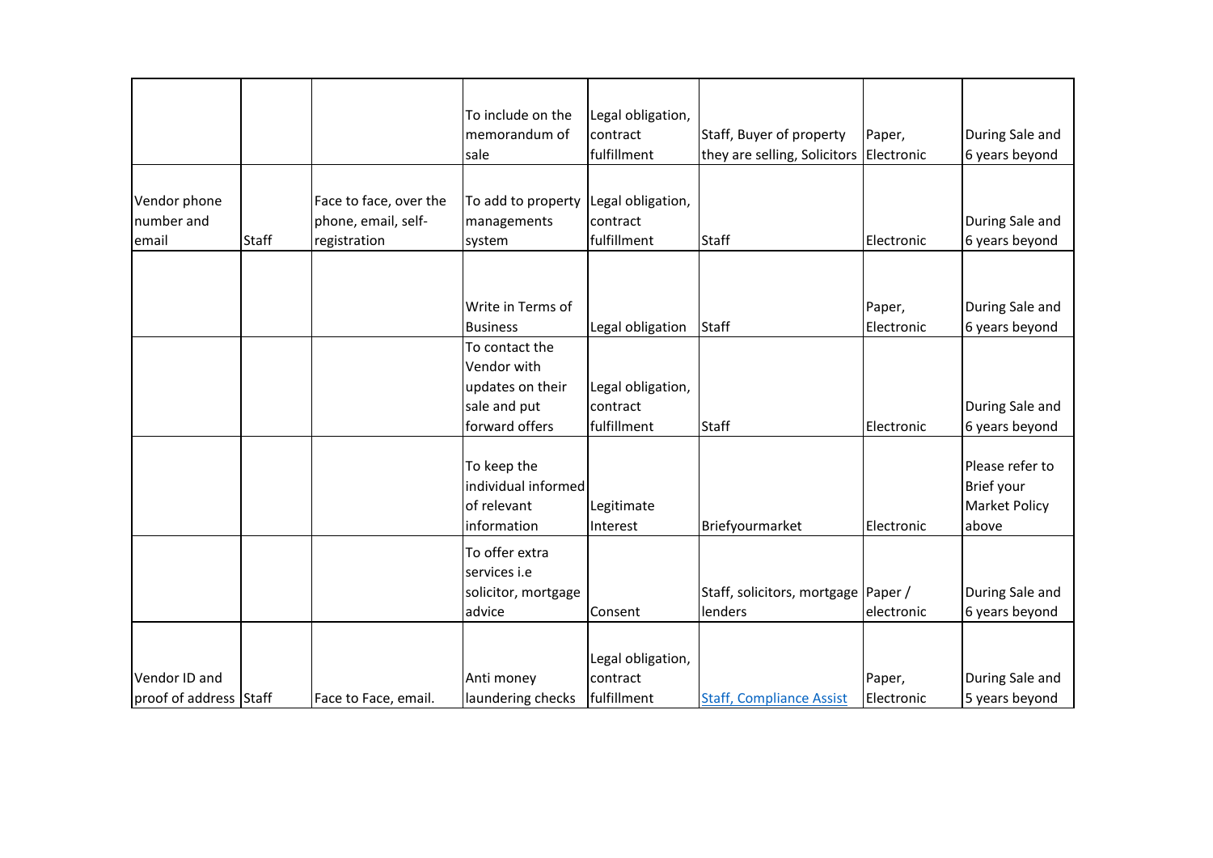| | | | | | | | |
|---|---|---|---|---|---|---|---|
| | | | To include on the memorandum of sale | Legal obligation, contract fulfillment | Staff, Buyer of property they are selling, Solicitors | Paper, Electronic | During Sale and 6 years beyond |
| Vendor phone number and email | Staff | Face to face, over the phone, email, self-registration | To add to property managements system | Legal obligation, contract fulfillment | Staff | Electronic | During Sale and 6 years beyond |
| | | | Write in Terms of Business | Legal obligation | Staff | Paper, Electronic | During Sale and 6 years beyond |
| | | | To contact the Vendor with updates on their sale and put forward offers | Legal obligation, contract fulfillment | Staff | Electronic | During Sale and 6 years beyond |
| | | | To keep the individual informed of relevant information | Legitimate Interest | Briefyourmarket | Electronic | Please refer to Brief your Market Policy above |
| | | | To offer extra services i.e solicitor, mortgage advice | Consent | Staff, solicitors, mortgage lenders | Paper / electronic | During Sale and 6 years beyond |
| Vendor ID and proof of address | Staff | Face to Face, email. | Anti money laundering checks | Legal obligation, contract fulfillment | Staff, Compliance Assist | Paper, Electronic | During Sale and 5 years beyond |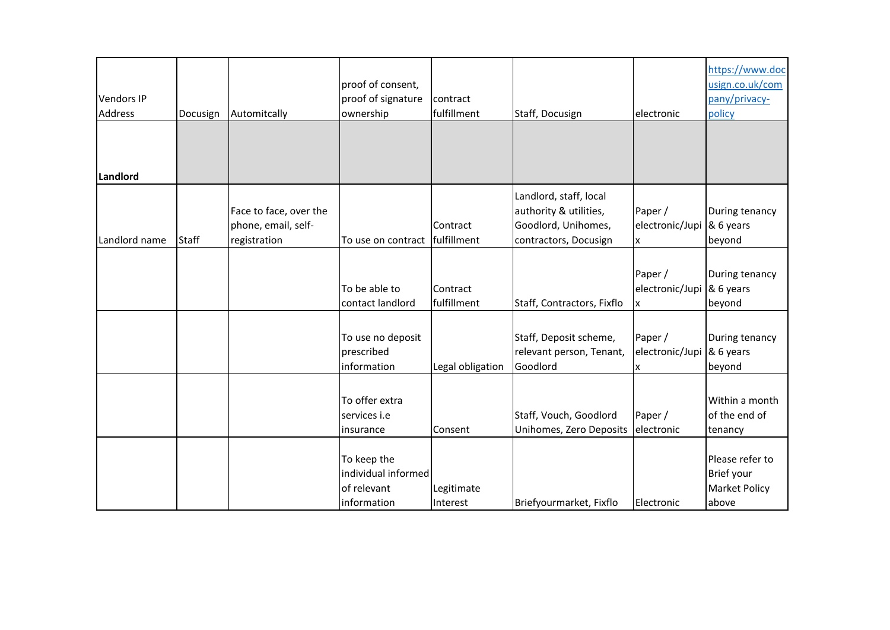| | | | | | | | |
|---|---|---|---|---|---|---|---|
| Vendors IP Address | Docusign | Automitcally | proof of consent, proof of signature ownership | contract fulfillment | Staff, Docusign | electronic | https://www.docusign.co.uk/company/privacy-policy |
| **Landlord** | | | | | | | |
| Landlord name | Staff | Face to face, over the phone, email, self-registration | To use on contract | Contract fulfillment | Landlord, staff, local authority & utilities, Goodlord, Unihomes, contractors, Docusign | Paper / electronic/Jupix | During tenancy & 6 years beyond |
| | | | To be able to contact landlord | Contract fulfillment | Staff, Contractors, Fixflo | Paper / electronic/Jupix | During tenancy & 6 years beyond |
| | | | To use no deposit prescribed information | Legal obligation | Staff, Deposit scheme, relevant person, Tenant, Goodlord | Paper / electronic/Jupix | During tenancy & 6 years beyond |
| | | | To offer extra services i.e insurance | Consent | Staff, Vouch, Goodlord Unihomes, Zero Deposits | Paper / electronic | Within a month of the end of tenancy |
| | | | To keep the individual informed of relevant information | Legitimate Interest | Briefyourmarket, Fixflo | Electronic | Please refer to Brief your Market Policy above |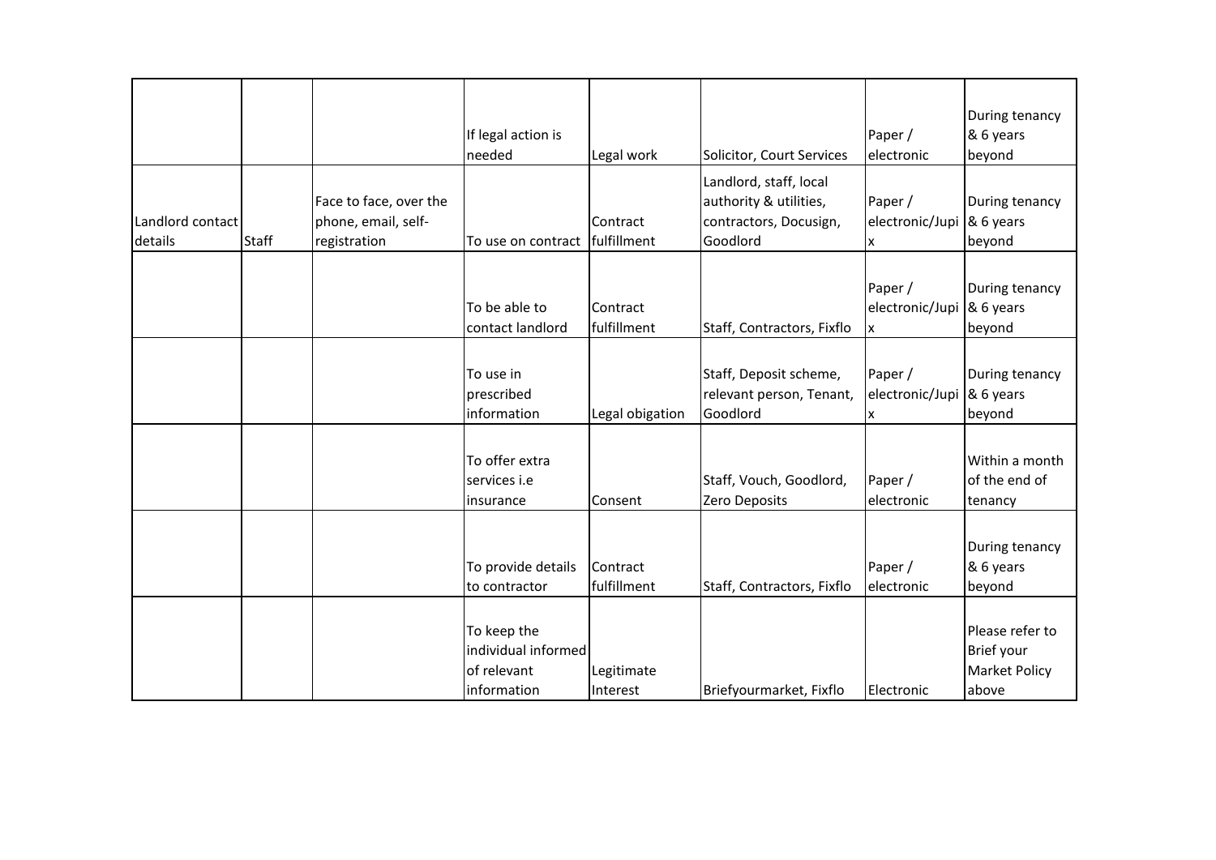| | | | | | | | |
|---|---|---|---|---|---|---|---|
| | | | If legal action is needed | Legal work | Solicitor, Court Services | Paper / electronic | During tenancy & 6 years beyond |
| Landlord contact details | Staff | Face to face, over the phone, email, self-registration | To use on contract | Contract fulfillment | Landlord, staff, local authority & utilities, contractors, Docusign, Goodlord | Paper / electronic/Jupix | During tenancy & 6 years beyond |
| | | | To be able to contact landlord | Contract fulfillment | Staff, Contractors, Fixflo | Paper / electronic/Jupix | During tenancy & 6 years beyond |
| | | | To use in prescribed information | Legal obigation | Staff, Deposit scheme, relevant person, Tenant, Goodlord | Paper / electronic/Jupix | During tenancy & 6 years beyond |
| | | | To offer extra services i.e insurance | Consent | Staff, Vouch, Goodlord, Zero Deposits | Paper / electronic | Within a month of the end of tenancy |
| | | | To provide details to contractor | Contract fulfillment | Staff, Contractors, Fixflo | Paper / electronic | During tenancy & 6 years beyond |
| | | | To keep the individual informed of relevant information | Legitimate Interest | Briefyourmarket, Fixflo | Electronic | Please refer to Brief your Market Policy above |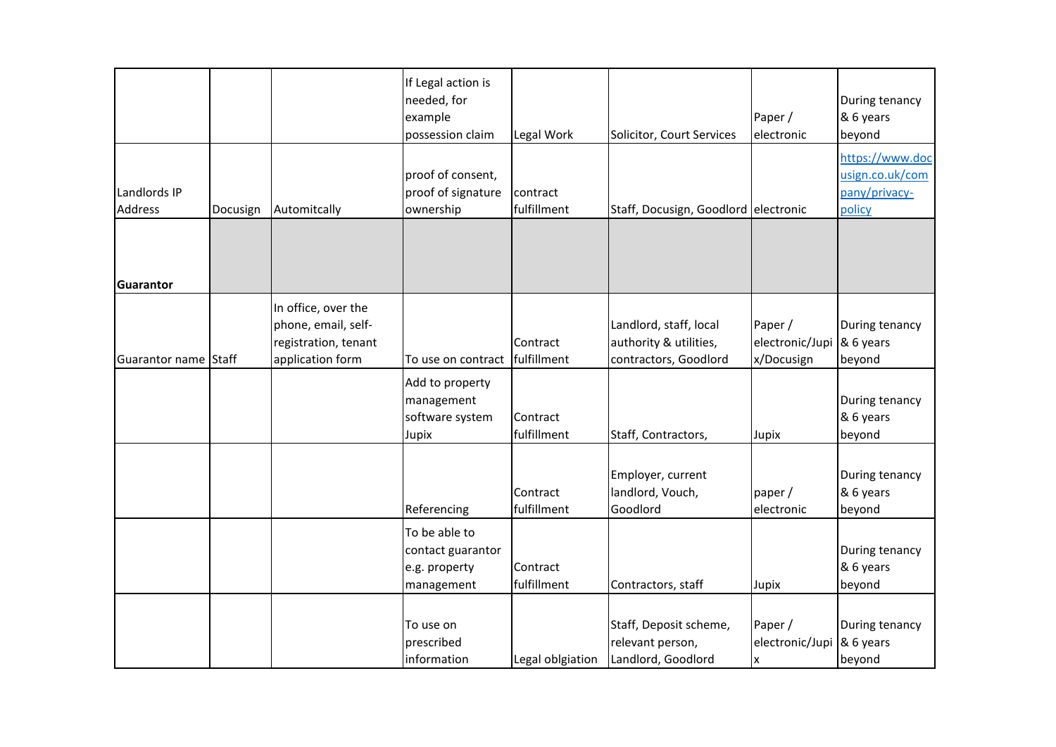| | | | | | | | |
|---|---|---|---|---|---|---|---|
| | | | If Legal action is needed, for example possession claim | Legal Work | Solicitor, Court Services | Paper / electronic | During tenancy & 6 years beyond |
| Landlords IP Address | Docusign | Automitcally | proof of consent, proof of signature ownership | contract fulfillment | Staff, Docusign, Goodlord | electronic | https://www.docusign.co.uk/company/privacy-policy |
| **Guarantor** | | | | | | | |
| Guarantor name | Staff | In office, over the phone, email, self-registration, tenant application form | To use on contract | Contract fulfillment | Landlord, staff, local authority & utilities, contractors, Goodlord | Paper / electronic/Jupix/Docusign | During tenancy & 6 years beyond |
| | | | Add to property management software system Jupix | Contract fulfillment | Staff, Contractors, | Jupix | During tenancy & 6 years beyond |
| | | | Referencing | Contract fulfillment | Employer, current landlord, Vouch, Goodlord | paper / electronic | During tenancy & 6 years beyond |
| | | | To be able to contact guarantor e.g. property management | Contract fulfillment | Contractors, staff | Jupix | During tenancy & 6 years beyond |
| | | | To use on prescribed information | Legal oblgiation | Staff, Deposit scheme, relevant person, Landlord, Goodlord | Paper / electronic/Jupix | During tenancy & 6 years beyond |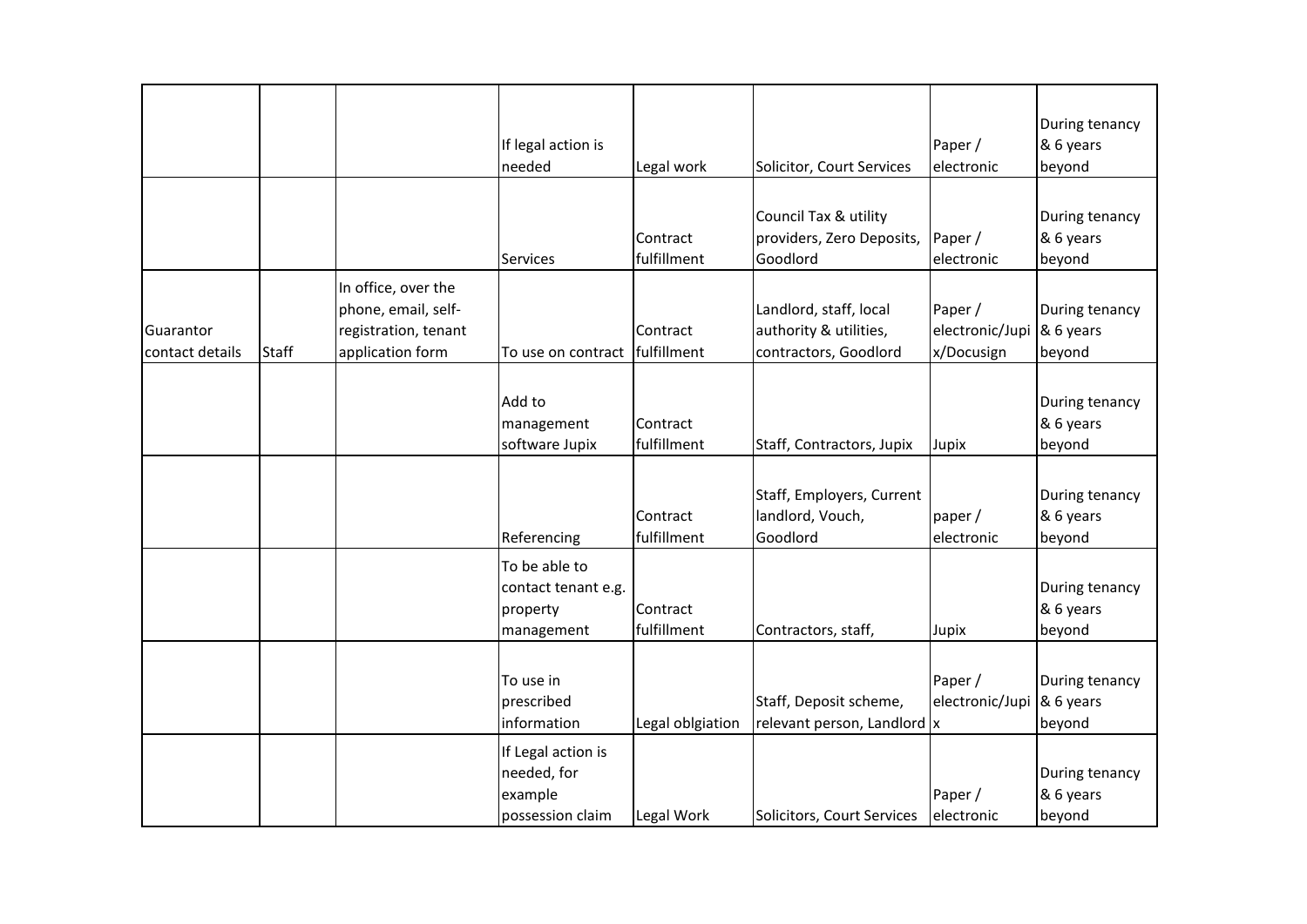| | | | | | | | |
|---|---|---|---|---|---|---|---|
| | | | If legal action is needed | Legal work | Solicitor, Court Services | Paper / electronic | During tenancy & 6 years beyond |
| | | | Services | Contract fulfillment | Council Tax & utility providers, Zero Deposits, Goodlord | Paper / electronic | During tenancy & 6 years beyond |
| Guarantor contact details | Staff | In office, over the phone, email, self-registration, tenant application form | To use on contract | Contract fulfillment | Landlord, staff, local authority & utilities, contractors, Goodlord | Paper / electronic/Jupix/Docusign | During tenancy & 6 years beyond |
| | | | Add to management software Jupix | Contract fulfillment | Staff, Contractors, Jupix | Jupix | During tenancy & 6 years beyond |
| | | | Referencing | Contract fulfillment | Staff, Employers, Current landlord, Vouch, Goodlord | paper / electronic | During tenancy & 6 years beyond |
| | | | To be able to contact tenant e.g. property management | Contract fulfillment | Contractors, staff, | Jupix | During tenancy & 6 years beyond |
| | | | To use in prescribed information | Legal oblgiation | Staff, Deposit scheme, relevant person, Landlord | Paper / electronic/Jupix | During tenancy & 6 years beyond |
| | | | If Legal action is needed, for example possession claim | Legal Work | Solicitors, Court Services | Paper / electronic | During tenancy & 6 years beyond |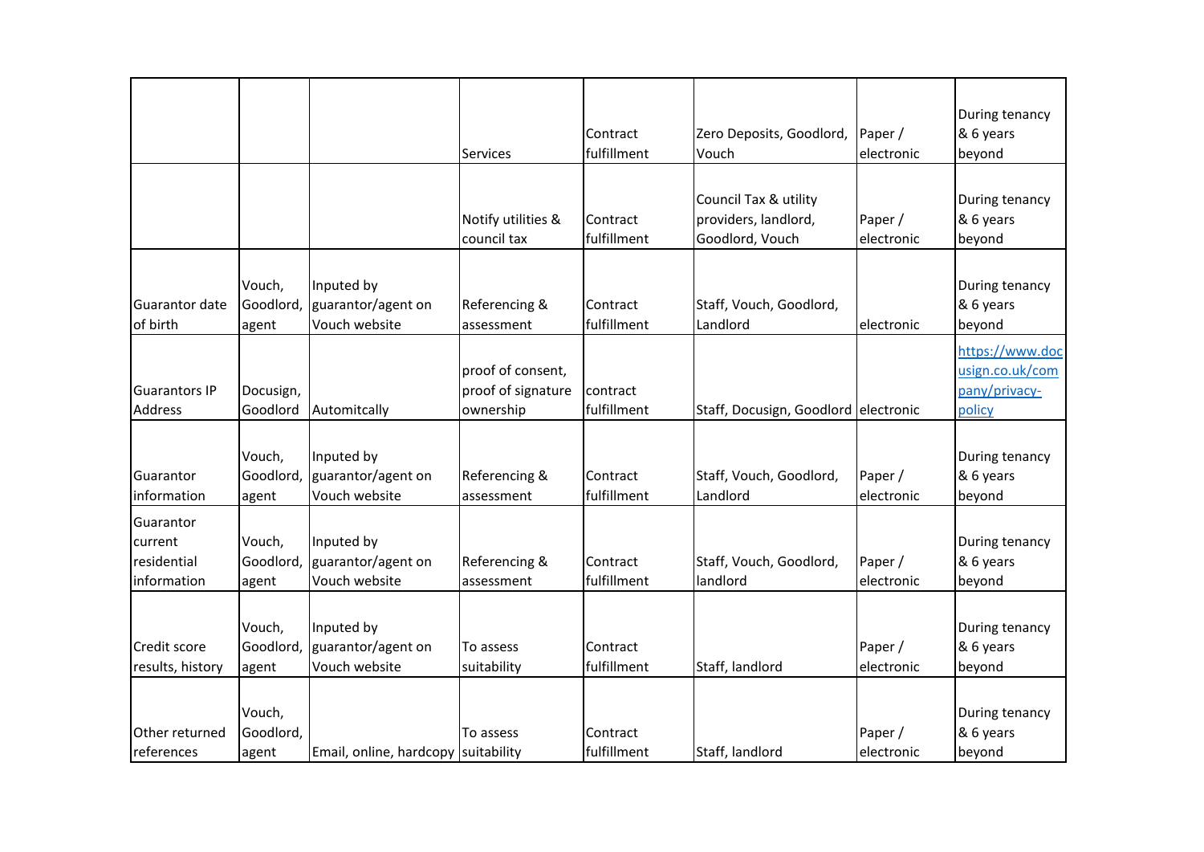| | | | | | | | |
|---|---|---|---|---|---|---|---|
| | | | Services | Contract fulfillment | Zero Deposits, Goodlord, Vouch | Paper / electronic | During tenancy & 6 years beyond |
| | | | Notify utilities & council tax | Contract fulfillment | Council Tax & utility providers, landlord, Goodlord, Vouch | Paper / electronic | During tenancy & 6 years beyond |
| Guarantor date of birth | Vouch, Goodlord, agent | Inputed by guarantor/agent on Vouch website | Referencing & assessment | Contract fulfillment | Staff, Vouch, Goodlord, Landlord | electronic | During tenancy & 6 years beyond |
| Guarantors IP Address | Docusign, Goodlord | Automitcally | proof of consent, proof of signature ownership | contract fulfillment | Staff, Docusign, Goodlord | electronic | https://www.docusign.co.uk/company/privacy-policy |
| Guarantor information | Vouch, Goodlord, agent | Inputed by guarantor/agent on Vouch website | Referencing & assessment | Contract fulfillment | Staff, Vouch, Goodlord, Landlord | Paper / electronic | During tenancy & 6 years beyond |
| Guarantor current residential information | Vouch, Goodlord, agent | Inputed by guarantor/agent on Vouch website | Referencing & assessment | Contract fulfillment | Staff, Vouch, Goodlord, landlord | Paper / electronic | During tenancy & 6 years beyond |
| Credit score results, history | Vouch, Goodlord, agent | Inputed by guarantor/agent on Vouch website | To assess suitability | Contract fulfillment | Staff, landlord | Paper / electronic | During tenancy & 6 years beyond |
| Other returned references | Vouch, Goodlord, agent | Email, online, hardcopy | To assess suitability | Contract fulfillment | Staff, landlord | Paper / electronic | During tenancy & 6 years beyond |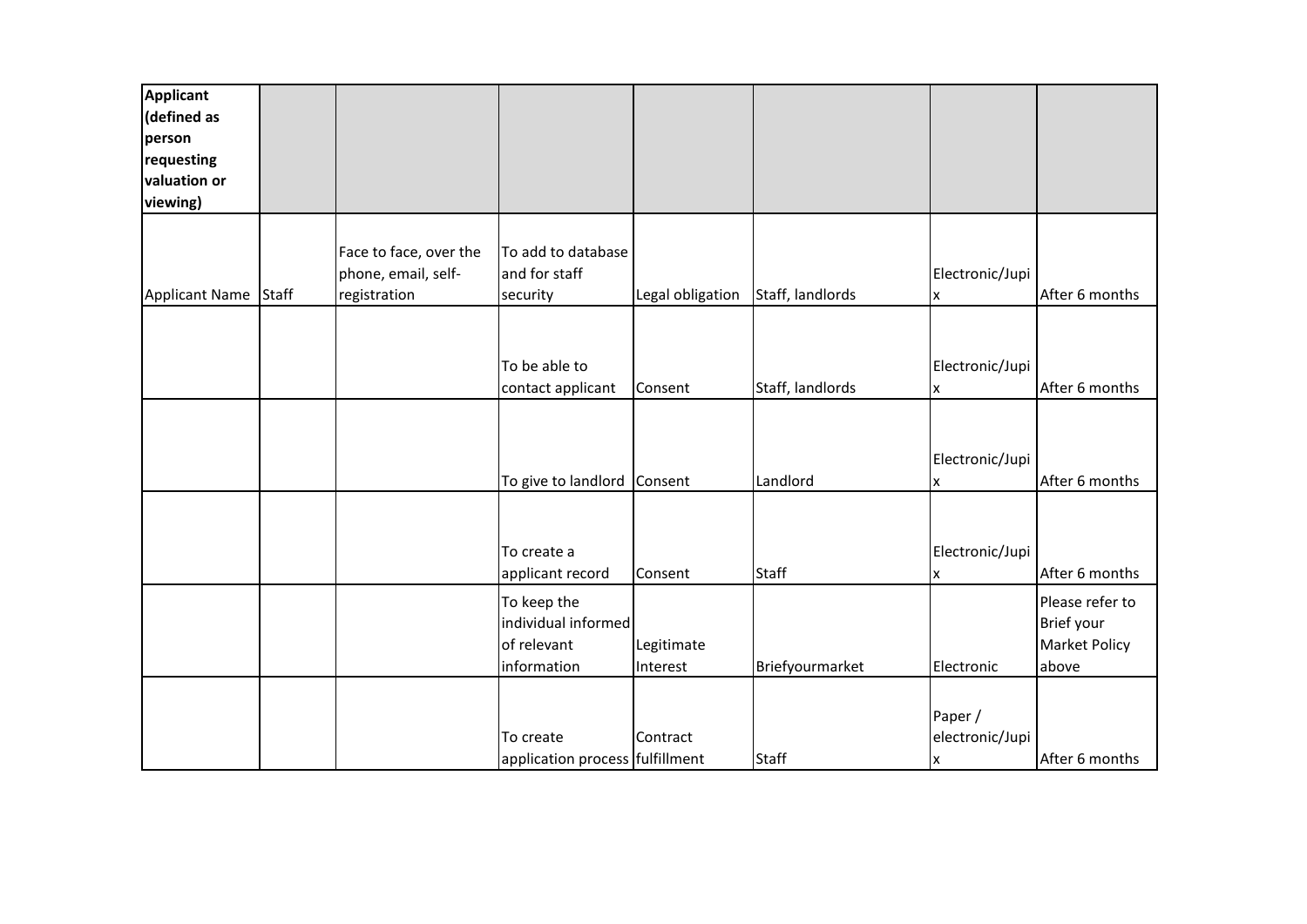| Applicant (defined as person requesting valuation or viewing) | | | | | | | |
|---|---|---|---|---|---|---|---|
| Applicant Name | Staff | Face to face, over the phone, email, self-registration | To add to database and for staff security | Legal obligation | Staff, landlords | Electronic/Jupix | After 6 months |
| | | | To be able to contact applicant | Consent | Staff, landlords | Electronic/Jupix | After 6 months |
| | | | To give to landlord | Consent | Landlord | Electronic/Jupix | After 6 months |
| | | | To create a applicant record | Consent | Staff | Electronic/Jupix | After 6 months |
| | | | To keep the individual informed of relevant information | Legitimate Interest | Briefyourmarket | Electronic | Please refer to Brief your Market Policy above |
| | | | To create application process | Contract fulfillment | Staff | Paper / electronic/Jupix | After 6 months |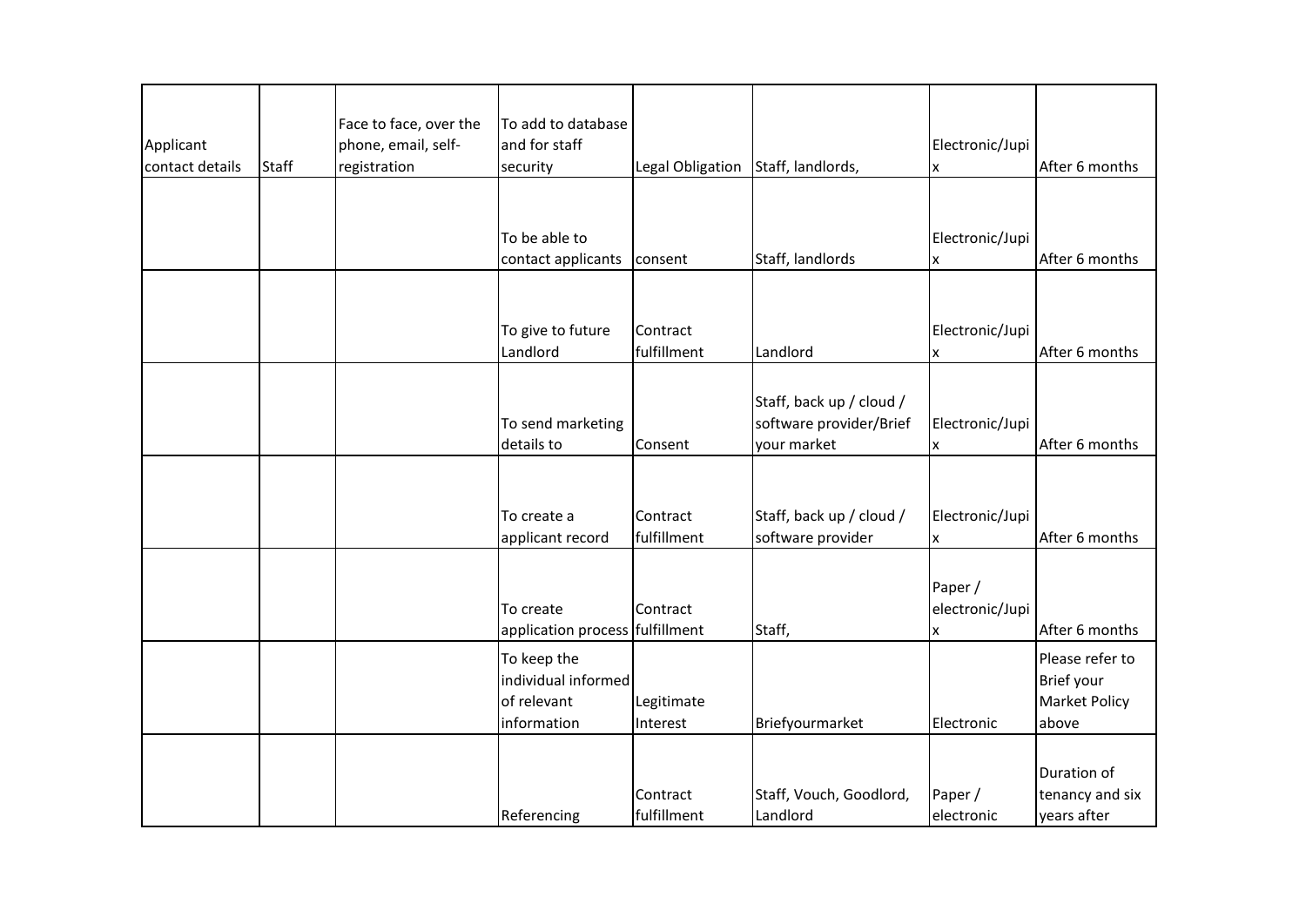| | | | | | | | |
|---|---|---|---|---|---|---|---|
| Applicant contact details | Staff | Face to face, over the phone, email, self-registration | To add to database and for staff security | Legal Obligation | Staff, landlords, | Electronic/Jupix | After 6 months |
| | | | To be able to contact applicants | consent | Staff, landlords | Electronic/Jupix | After 6 months |
| | | | To give to future Landlord | Contract fulfillment | Landlord | Electronic/Jupix | After 6 months |
| | | | To send marketing details to | Consent | Staff, back up / cloud / software provider/Brief your market | Electronic/Jupix | After 6 months |
| | | | To create a applicant record | Contract fulfillment | Staff, back up / cloud / software provider | Electronic/Jupix | After 6 months |
| | | | To create application process | Contract fulfillment | Staff, | Paper / electronic/Jupix | After 6 months |
| | | | To keep the individual informed of relevant information | Legitimate Interest | Briefyourmarket | Electronic | Please refer to Brief your Market Policy above |
| | | | Referencing | Contract fulfillment | Staff, Vouch, Goodlord, Landlord | Paper / electronic | Duration of tenancy and six years after |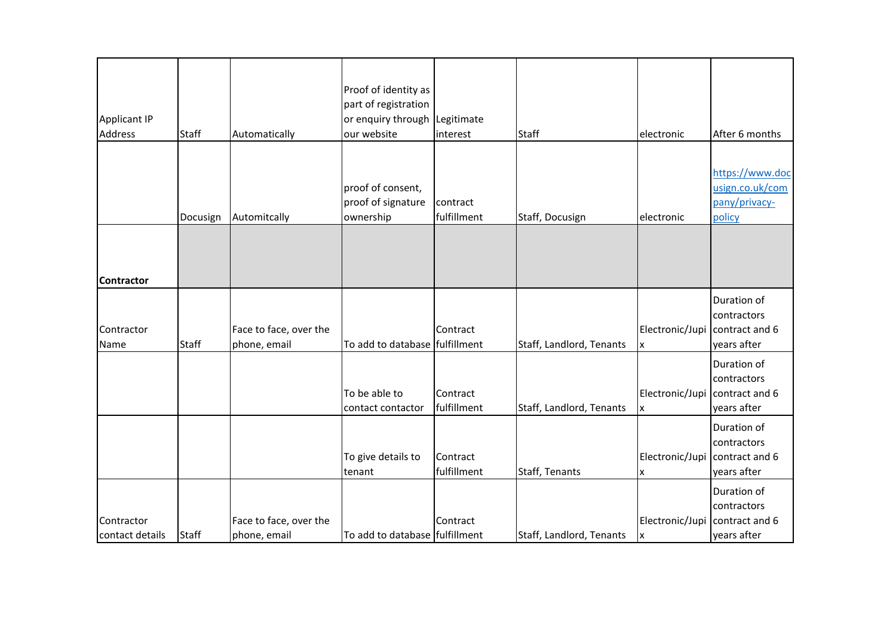| | | | | | | | |
|---|---|---|---|---|---|---|---|
| Applicant IP Address | Staff | Automatically | Proof of identity as part of registration or enquiry through our website | Legitimate interest | Staff | electronic | After 6 months |
| | Docusign | Automitcally | proof of consent, proof of signature ownership | contract fulfillment | Staff, Docusign | electronic | https://www.docusign.co.uk/company/privacy-policy |
| **Contractor** | | | | | | | |
| Contractor Name | Staff | Face to face, over the phone, email | To add to database | Contract fulfillment | Staff, Landlord, Tenants | Electronic/Jupix | Duration of contractors contract and 6 years after |
| | | | To be able to contact contactor | Contract fulfillment | Staff, Landlord, Tenants | Electronic/Jupix | Duration of contractors contract and 6 years after |
| | | | To give details to tenant | Contract fulfillment | Staff, Tenants | Electronic/Jupix | Duration of contractors contract and 6 years after |
| Contractor contact details | Staff | Face to face, over the phone, email | To add to database | Contract fulfillment | Staff, Landlord, Tenants | Electronic/Jupix | Duration of contractors contract and 6 years after |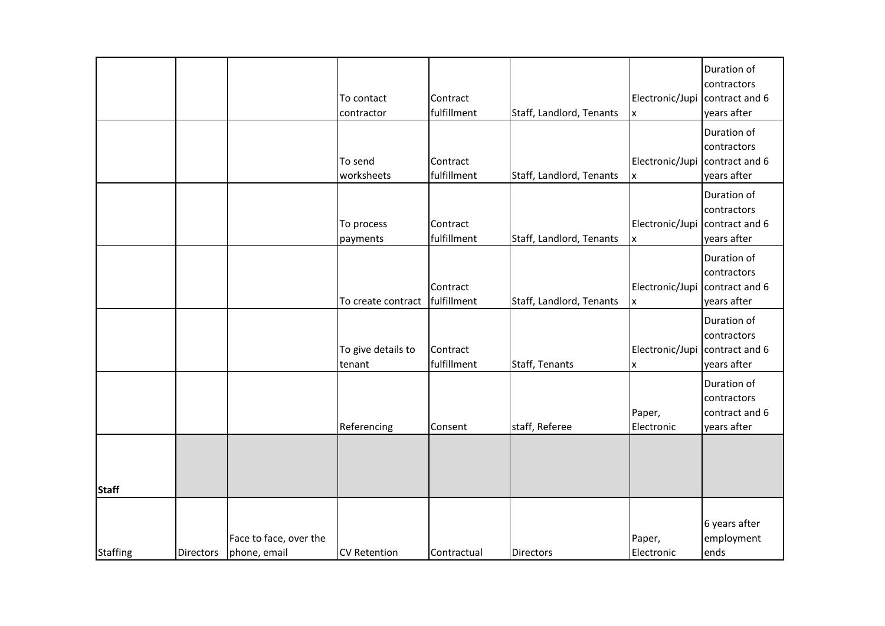| | | | | | | | |
|---|---|---|---|---|---|---|---|
| | | | To contact contractor | Contract fulfillment | Staff, Landlord, Tenants | Electronic/Jupix | Duration of contractors contract and 6 years after |
| | | | To send worksheets | Contract fulfillment | Staff, Landlord, Tenants | Electronic/Jupix | Duration of contractors contract and 6 years after |
| | | | To process payments | Contract fulfillment | Staff, Landlord, Tenants | Electronic/Jupix | Duration of contractors contract and 6 years after |
| | | | To create contract | Contract fulfillment | Staff, Landlord, Tenants | Electronic/Jupix | Duration of contractors contract and 6 years after |
| | | | To give details to tenant | Contract fulfillment | Staff, Tenants | Electronic/Jupix | Duration of contractors contract and 6 years after |
| | | | Referencing | Consent | staff, Referee | Paper, Electronic | Duration of contractors contract and 6 years after |
| **Staff** | | | | | | | |
| Staffing | Directors | Face to face, over the phone, email | CV Retention | Contractual | Directors | Paper, Electronic | 6 years after employment ends |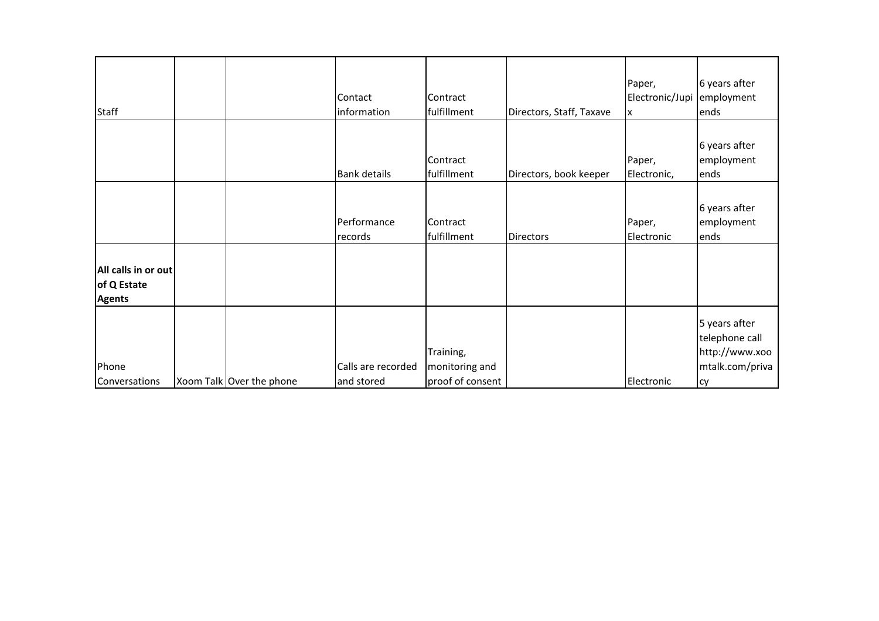| | | | | | | | |
|---|---|---|---|---|---|---|---|
| Staff | | | Contact information | Contract fulfillment | Directors, Staff, Taxave | Paper, Electronic/Jupix | 6 years after employment ends |
| | | | Bank details | Contract fulfillment | Directors, book keeper | Paper, Electronic, | 6 years after employment ends |
| | | | Performance records | Contract fulfillment | Directors | Paper, Electronic | 6 years after employment ends |
| **All calls in or out of Q Estate Agents** | | | | | | | |
| Phone Conversations | Xoom Talk | Over the phone | Calls are recorded and stored | Training, monitoring and proof of consent | | Electronic | 5 years after telephone call http://www.xoomtalk.com/privacy |